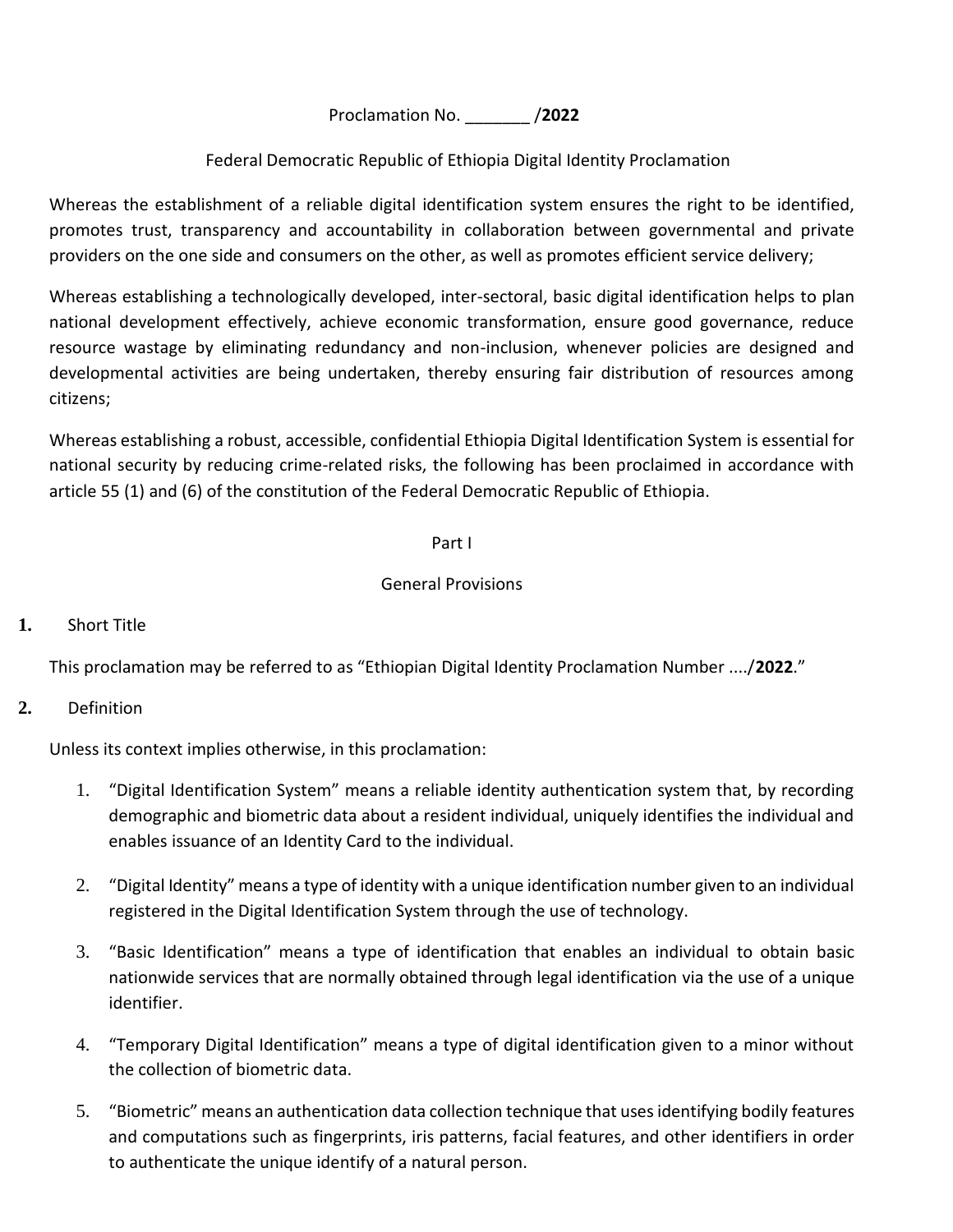Proclamation No. _______ /**2022**

Federal Democratic Republic of Ethiopia Digital Identity Proclamation

Whereas the establishment of a reliable digital identification system ensures the right to be identified, promotes trust, transparency and accountability in collaboration between governmental and private providers on the one side and consumers on the other, as well as promotes efficient service delivery;

Whereas establishing a technologically developed, inter-sectoral, basic digital identification helps to plan national development effectively, achieve economic transformation, ensure good governance, reduce resource wastage by eliminating redundancy and non-inclusion, whenever policies are designed and developmental activities are being undertaken, thereby ensuring fair distribution of resources among citizens;

Whereas establishing a robust, accessible, confidential Ethiopia Digital Identification System is essential for national security by reducing crime-related risks, the following has been proclaimed in accordance with article 55 (1) and (6) of the constitution of the Federal Democratic Republic of Ethiopia.

## Part I

## General Provisions

### 1. Short Title

This proclamation may be referred to as "Ethiopian Digital Identity Proclamation Number ..../**2022**."

### 2. Definition

Unless its context implies otherwise, in this proclamation:

1. "Digital Identification System" means a reliable identity authentication system that, by recording demographic and biometric data about a resident individual, uniquely identifies the individual and enables issuance of an Identity Card to the individual.
2. "Digital Identity" means a type of identity with a unique identification number given to an individual registered in the Digital Identification System through the use of technology.
3. "Basic Identification" means a type of identification that enables an individual to obtain basic nationwide services that are normally obtained through legal identification via the use of a unique identifier.
4. "Temporary Digital Identification" means a type of digital identification given to a minor without the collection of biometric data.
5. "Biometric" means an authentication data collection technique that uses identifying bodily features and computations such as fingerprints, iris patterns, facial features, and other identifiers in order to authenticate the unique identify of a natural person.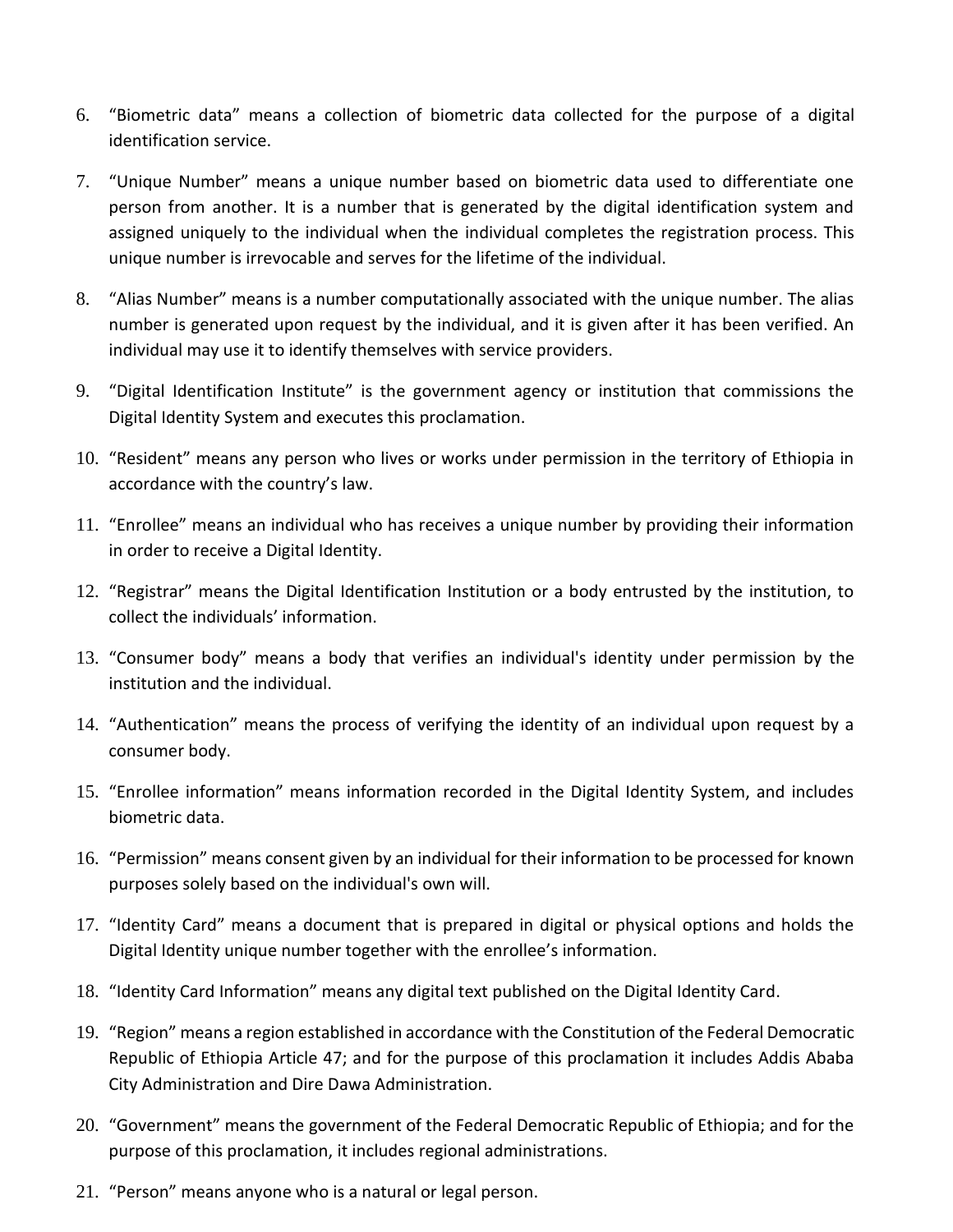6. “Biometric data” means a collection of biometric data collected for the purpose of a digital identification service.

7. “Unique Number” means a unique number based on biometric data used to differentiate one person from another. It is a number that is generated by the digital identification system and assigned uniquely to the individual when the individual completes the registration process. This unique number is irrevocable and serves for the lifetime of the individual.

8. “Alias Number” means is a number computationally associated with the unique number. The alias number is generated upon request by the individual, and it is given after it has been verified. An individual may use it to identify themselves with service providers.

9. “Digital Identification Institute” is the government agency or institution that commissions the Digital Identity System and executes this proclamation.

10. “Resident” means any person who lives or works under permission in the territory of Ethiopia in accordance with the country’s law.

11. “Enrollee” means an individual who has receives a unique number by providing their information in order to receive a Digital Identity.

12. “Registrar” means the Digital Identification Institution or a body entrusted by the institution, to collect the individuals’ information.

13. “Consumer body” means a body that verifies an individual's identity under permission by the institution and the individual.

14. “Authentication” means the process of verifying the identity of an individual upon request by a consumer body.

15. “Enrollee information” means information recorded in the Digital Identity System, and includes biometric data.

16. “Permission” means consent given by an individual for their information to be processed for known purposes solely based on the individual's own will.

17. “Identity Card” means a document that is prepared in digital or physical options and holds the Digital Identity unique number together with the enrollee’s information.

18. “Identity Card Information” means any digital text published on the Digital Identity Card.

19. “Region” means a region established in accordance with the Constitution of the Federal Democratic Republic of Ethiopia Article 47; and for the purpose of this proclamation it includes Addis Ababa City Administration and Dire Dawa Administration.

20. “Government” means the government of the Federal Democratic Republic of Ethiopia; and for the purpose of this proclamation, it includes regional administrations.

21. “Person” means anyone who is a natural or legal person.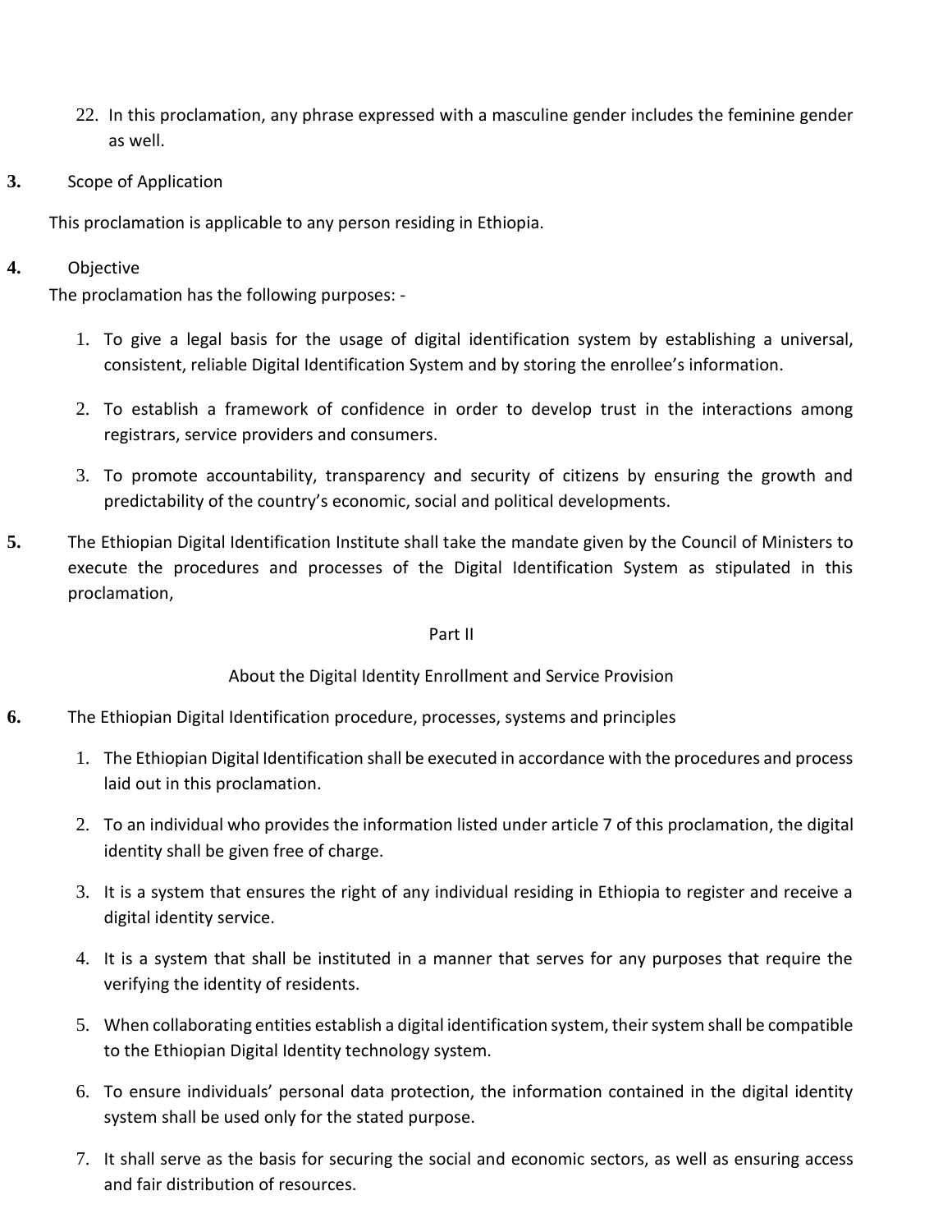22. In this proclamation, any phrase expressed with a masculine gender includes the feminine gender as well.

**3.** Scope of Application

This proclamation is applicable to any person residing in Ethiopia.

**4.** Objective

The proclamation has the following purposes: -

1. To give a legal basis for the usage of digital identification system by establishing a universal, consistent, reliable Digital Identification System and by storing the enrollee's information.
2. To establish a framework of confidence in order to develop trust in the interactions among registrars, service providers and consumers.
3. To promote accountability, transparency and security of citizens by ensuring the growth and predictability of the country's economic, social and political developments.

**5.** The Ethiopian Digital Identification Institute shall take the mandate given by the Council of Ministers to execute the procedures and processes of the Digital Identification System as stipulated in this proclamation,

## Part II

## About the Digital Identity Enrollment and Service Provision

**6.** The Ethiopian Digital Identification procedure, processes, systems and principles

1. The Ethiopian Digital Identification shall be executed in accordance with the procedures and process laid out in this proclamation.
2. To an individual who provides the information listed under article 7 of this proclamation, the digital identity shall be given free of charge.
3. It is a system that ensures the right of any individual residing in Ethiopia to register and receive a digital identity service.
4. It is a system that shall be instituted in a manner that serves for any purposes that require the verifying the identity of residents.
5. When collaborating entities establish a digital identification system, their system shall be compatible to the Ethiopian Digital Identity technology system.
6. To ensure individuals' personal data protection, the information contained in the digital identity system shall be used only for the stated purpose.
7. It shall serve as the basis for securing the social and economic sectors, as well as ensuring access and fair distribution of resources.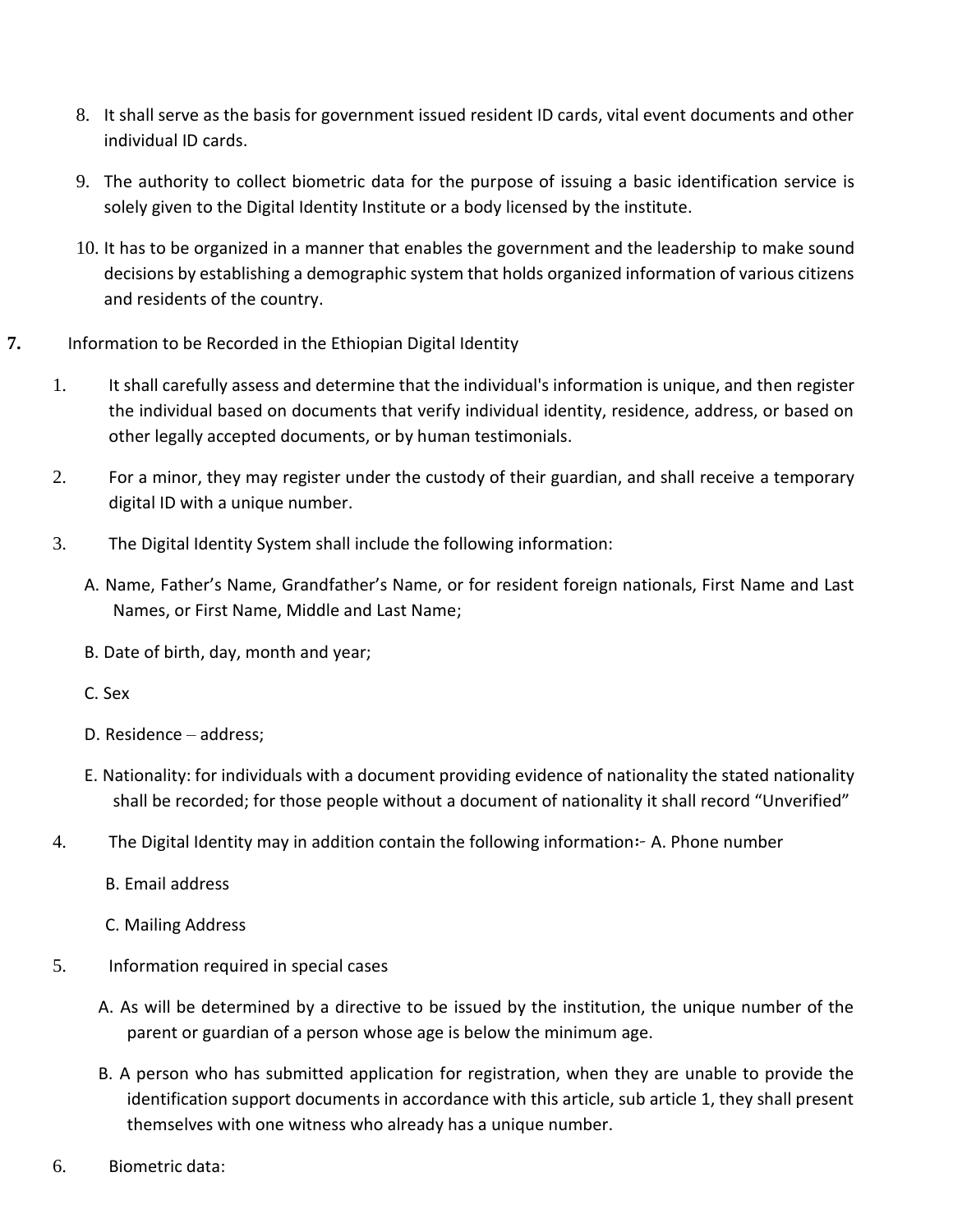8. It shall serve as the basis for government issued resident ID cards, vital event documents and other individual ID cards.

9. The authority to collect biometric data for the purpose of issuing a basic identification service is solely given to the Digital Identity Institute or a body licensed by the institute.

10. It has to be organized in a manner that enables the government and the leadership to make sound decisions by establishing a demographic system that holds organized information of various citizens and residents of the country.

**7.** Information to be Recorded in the Ethiopian Digital Identity

1. It shall carefully assess and determine that the individual's information is unique, and then register the individual based on documents that verify individual identity, residence, address, or based on other legally accepted documents, or by human testimonials.

2. For a minor, they may register under the custody of their guardian, and shall receive a temporary digital ID with a unique number.

3. The Digital Identity System shall include the following information:

   A. Name, Father's Name, Grandfather's Name, or for resident foreign nationals, First Name and Last Names, or First Name, Middle and Last Name;

   B. Date of birth, day, month and year;

   C. Sex

   D. Residence – address;

   E. Nationality: for individuals with a document providing evidence of nationality the stated nationality shall be recorded; for those people without a document of nationality it shall record "Unverified"

4. The Digital Identity may in addition contain the following information፦ A. Phone number

   B. Email address

   C. Mailing Address

5. Information required in special cases

   A. As will be determined by a directive to be issued by the institution, the unique number of the parent or guardian of a person whose age is below the minimum age.

   B. A person who has submitted application for registration, when they are unable to provide the identification support documents in accordance with this article, sub article 1, they shall present themselves with one witness who already has a unique number.

6. Biometric data: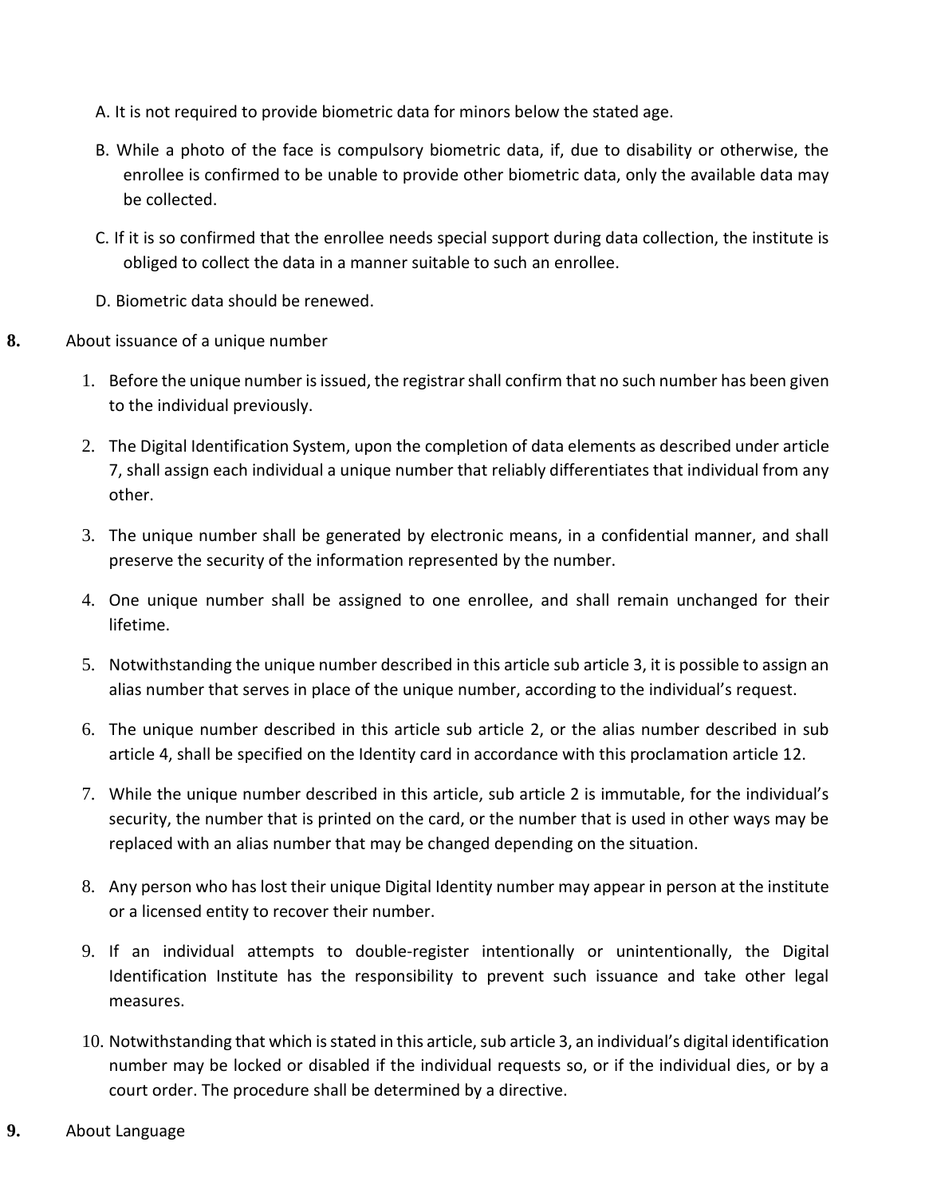A. It is not required to provide biometric data for minors below the stated age.

B. While a photo of the face is compulsory biometric data, if, due to disability or otherwise, the enrollee is confirmed to be unable to provide other biometric data, only the available data may be collected.

C. If it is so confirmed that the enrollee needs special support during data collection, the institute is obliged to collect the data in a manner suitable to such an enrollee.

D. Biometric data should be renewed.

**8.** About issuance of a unique number

1. Before the unique number is issued, the registrar shall confirm that no such number has been given to the individual previously.
2. The Digital Identification System, upon the completion of data elements as described under article 7, shall assign each individual a unique number that reliably differentiates that individual from any other.
3. The unique number shall be generated by electronic means, in a confidential manner, and shall preserve the security of the information represented by the number.
4. One unique number shall be assigned to one enrollee, and shall remain unchanged for their lifetime.
5. Notwithstanding the unique number described in this article sub article 3, it is possible to assign an alias number that serves in place of the unique number, according to the individual's request.
6. The unique number described in this article sub article 2, or the alias number described in sub article 4, shall be specified on the Identity card in accordance with this proclamation article 12.
7. While the unique number described in this article, sub article 2 is immutable, for the individual's security, the number that is printed on the card, or the number that is used in other ways may be replaced with an alias number that may be changed depending on the situation.
8. Any person who has lost their unique Digital Identity number may appear in person at the institute or a licensed entity to recover their number.
9. If an individual attempts to double-register intentionally or unintentionally, the Digital Identification Institute has the responsibility to prevent such issuance and take other legal measures.
10. Notwithstanding that which is stated in this article, sub article 3, an individual's digital identification number may be locked or disabled if the individual requests so, or if the individual dies, or by a court order. The procedure shall be determined by a directive.

**9.** About Language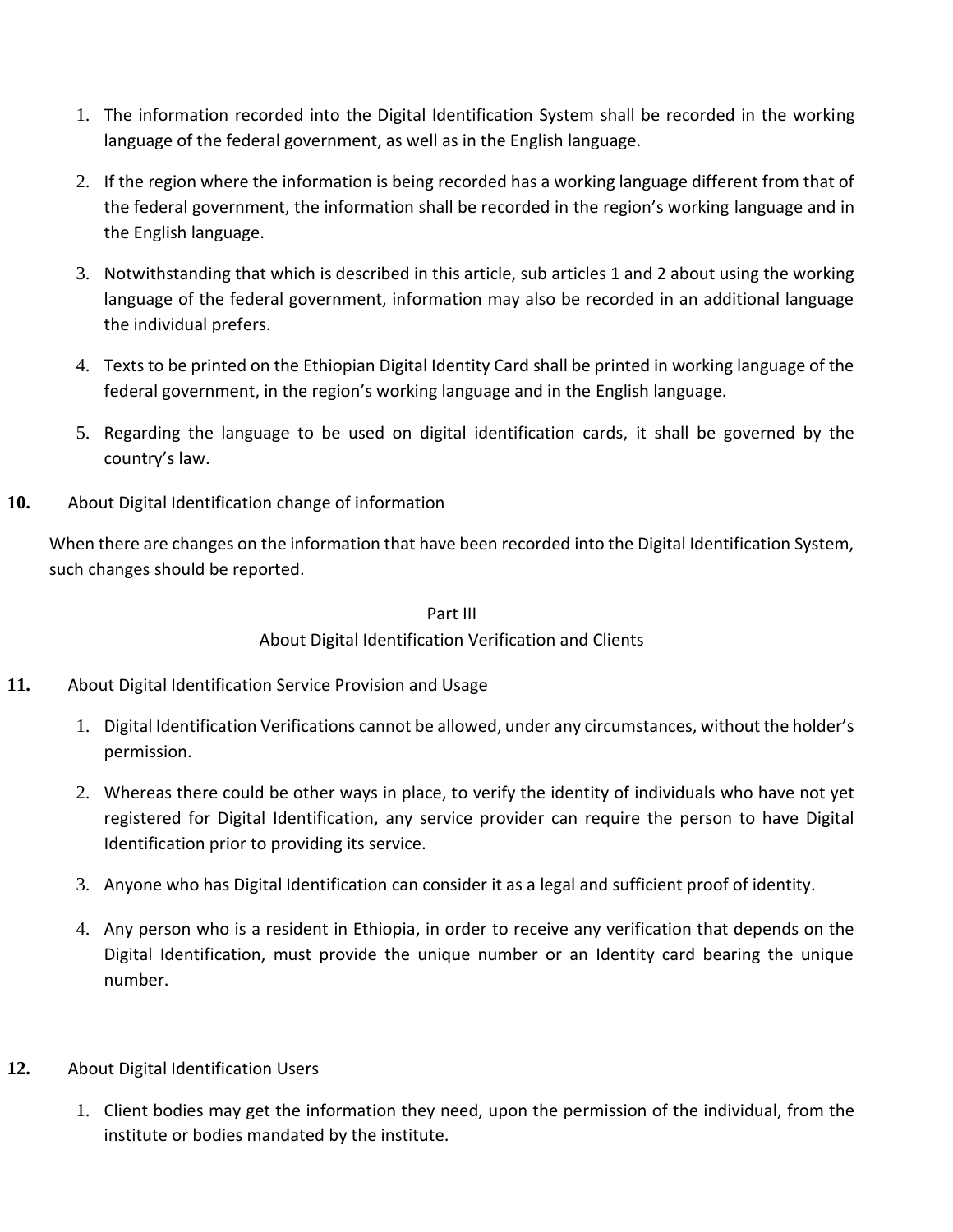1. The information recorded into the Digital Identification System shall be recorded in the working language of the federal government, as well as in the English language.
2. If the region where the information is being recorded has a working language different from that of the federal government, the information shall be recorded in the region's working language and in the English language.
3. Notwithstanding that which is described in this article, sub articles 1 and 2 about using the working language of the federal government, information may also be recorded in an additional language the individual prefers.
4. Texts to be printed on the Ethiopian Digital Identity Card shall be printed in working language of the federal government, in the region's working language and in the English language.
5. Regarding the language to be used on digital identification cards, it shall be governed by the country's law.

**10.** About Digital Identification change of information

When there are changes on the information that have been recorded into the Digital Identification System, such changes should be reported.

## Part III
## About Digital Identification Verification and Clients

**11.** About Digital Identification Service Provision and Usage

1. Digital Identification Verifications cannot be allowed, under any circumstances, without the holder's permission.
2. Whereas there could be other ways in place, to verify the identity of individuals who have not yet registered for Digital Identification, any service provider can require the person to have Digital Identification prior to providing its service.
3. Anyone who has Digital Identification can consider it as a legal and sufficient proof of identity.
4. Any person who is a resident in Ethiopia, in order to receive any verification that depends on the Digital Identification, must provide the unique number or an Identity card bearing the unique number.

**12.** About Digital Identification Users

1. Client bodies may get the information they need, upon the permission of the individual, from the institute or bodies mandated by the institute.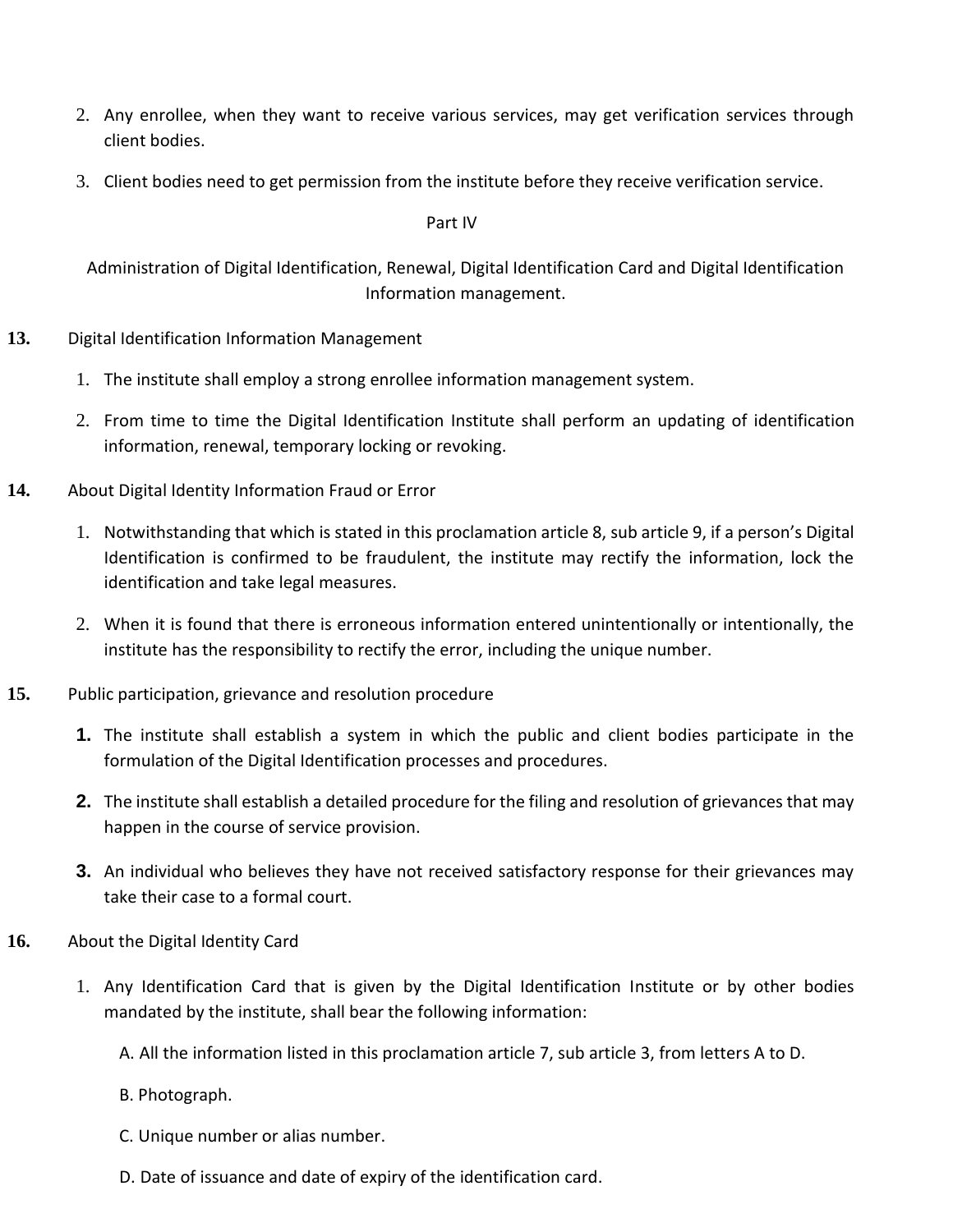2. Any enrollee, when they want to receive various services, may get verification services through client bodies.

3. Client bodies need to get permission from the institute before they receive verification service.

## Part IV

## Administration of Digital Identification, Renewal, Digital Identification Card and Digital Identification Information management.

**13.** Digital Identification Information Management

1. The institute shall employ a strong enrollee information management system.
2. From time to time the Digital Identification Institute shall perform an updating of identification information, renewal, temporary locking or revoking.

**14.** About Digital Identity Information Fraud or Error

1. Notwithstanding that which is stated in this proclamation article 8, sub article 9, if a person's Digital Identification is confirmed to be fraudulent, the institute may rectify the information, lock the identification and take legal measures.
2. When it is found that there is erroneous information entered unintentionally or intentionally, the institute has the responsibility to rectify the error, including the unique number.

**15.** Public participation, grievance and resolution procedure

1. The institute shall establish a system in which the public and client bodies participate in the formulation of the Digital Identification processes and procedures.
2. The institute shall establish a detailed procedure for the filing and resolution of grievances that may happen in the course of service provision.
3. An individual who believes they have not received satisfactory response for their grievances may take their case to a formal court.

**16.** About the Digital Identity Card

1. Any Identification Card that is given by the Digital Identification Institute or by other bodies mandated by the institute, shall bear the following information:

   A. All the information listed in this proclamation article 7, sub article 3, from letters A to D.

   B. Photograph.

   C. Unique number or alias number.

   D. Date of issuance and date of expiry of the identification card.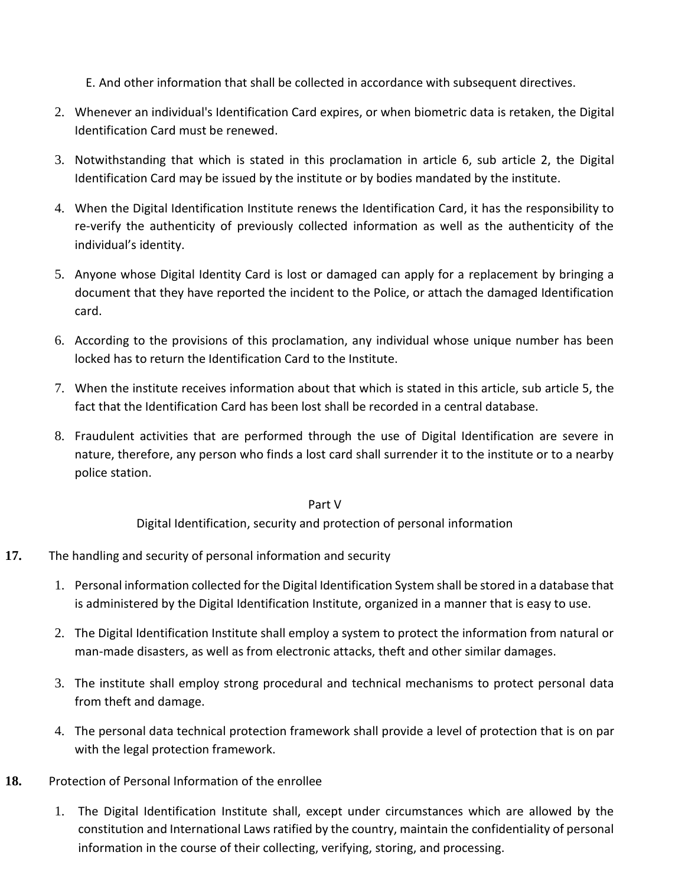E. And other information that shall be collected in accordance with subsequent directives.

2. Whenever an individual's Identification Card expires, or when biometric data is retaken, the Digital Identification Card must be renewed.
3. Notwithstanding that which is stated in this proclamation in article 6, sub article 2, the Digital Identification Card may be issued by the institute or by bodies mandated by the institute.
4. When the Digital Identification Institute renews the Identification Card, it has the responsibility to re-verify the authenticity of previously collected information as well as the authenticity of the individual's identity.
5. Anyone whose Digital Identity Card is lost or damaged can apply for a replacement by bringing a document that they have reported the incident to the Police, or attach the damaged Identification card.
6. According to the provisions of this proclamation, any individual whose unique number has been locked has to return the Identification Card to the Institute.
7. When the institute receives information about that which is stated in this article, sub article 5, the fact that the Identification Card has been lost shall be recorded in a central database.
8. Fraudulent activities that are performed through the use of Digital Identification are severe in nature, therefore, any person who finds a lost card shall surrender it to the institute or to a nearby police station.

## Part V
## Digital Identification, security and protection of personal information

**17.** The handling and security of personal information and security

1. Personal information collected for the Digital Identification System shall be stored in a database that is administered by the Digital Identification Institute, organized in a manner that is easy to use.
2. The Digital Identification Institute shall employ a system to protect the information from natural or man-made disasters, as well as from electronic attacks, theft and other similar damages.
3. The institute shall employ strong procedural and technical mechanisms to protect personal data from theft and damage.
4. The personal data technical protection framework shall provide a level of protection that is on par with the legal protection framework.

**18.** Protection of Personal Information of the enrollee

1. The Digital Identification Institute shall, except under circumstances which are allowed by the constitution and International Laws ratified by the country, maintain the confidentiality of personal information in the course of their collecting, verifying, storing, and processing.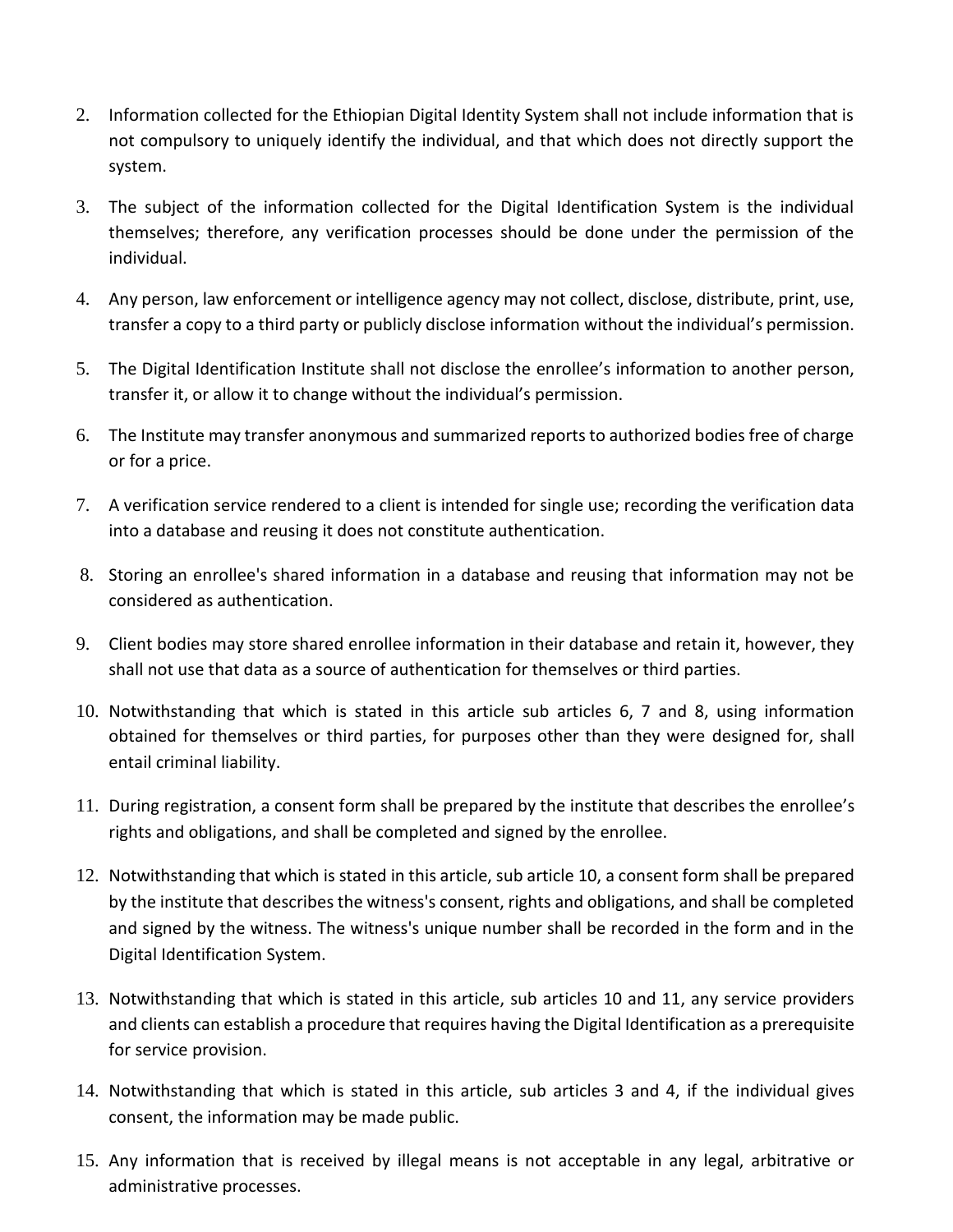2. Information collected for the Ethiopian Digital Identity System shall not include information that is not compulsory to uniquely identify the individual, and that which does not directly support the system.

3. The subject of the information collected for the Digital Identification System is the individual themselves; therefore, any verification processes should be done under the permission of the individual.

4. Any person, law enforcement or intelligence agency may not collect, disclose, distribute, print, use, transfer a copy to a third party or publicly disclose information without the individual's permission.

5. The Digital Identification Institute shall not disclose the enrollee's information to another person, transfer it, or allow it to change without the individual's permission.

6. The Institute may transfer anonymous and summarized reports to authorized bodies free of charge or for a price.

7. A verification service rendered to a client is intended for single use; recording the verification data into a database and reusing it does not constitute authentication.

8. Storing an enrollee's shared information in a database and reusing that information may not be considered as authentication.

9. Client bodies may store shared enrollee information in their database and retain it, however, they shall not use that data as a source of authentication for themselves or third parties.

10. Notwithstanding that which is stated in this article sub articles 6, 7 and 8, using information obtained for themselves or third parties, for purposes other than they were designed for, shall entail criminal liability.

11. During registration, a consent form shall be prepared by the institute that describes the enrollee's rights and obligations, and shall be completed and signed by the enrollee.

12. Notwithstanding that which is stated in this article, sub article 10, a consent form shall be prepared by the institute that describes the witness's consent, rights and obligations, and shall be completed and signed by the witness. The witness's unique number shall be recorded in the form and in the Digital Identification System.

13. Notwithstanding that which is stated in this article, sub articles 10 and 11, any service providers and clients can establish a procedure that requires having the Digital Identification as a prerequisite for service provision.

14. Notwithstanding that which is stated in this article, sub articles 3 and 4, if the individual gives consent, the information may be made public.

15. Any information that is received by illegal means is not acceptable in any legal, arbitrative or administrative processes.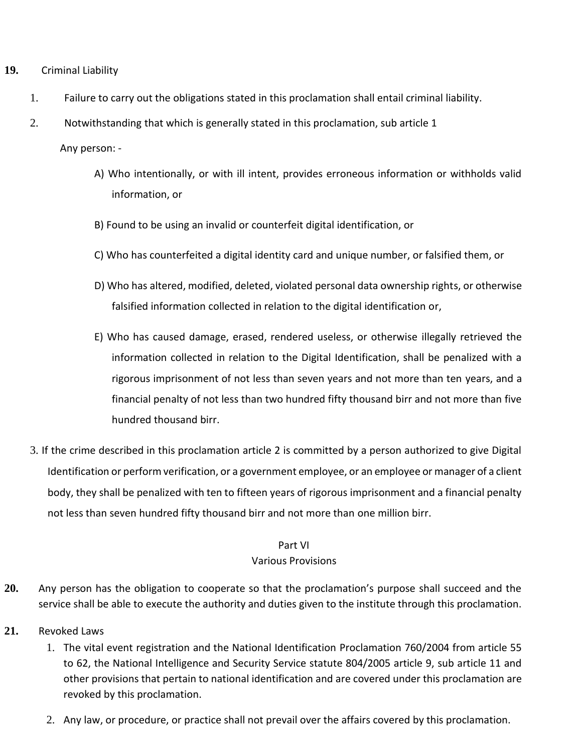**19.** Criminal Liability

1. Failure to carry out the obligations stated in this proclamation shall entail criminal liability.
2. Notwithstanding that which is generally stated in this proclamation, sub article 1

   Any person: -

   A) Who intentionally, or with ill intent, provides erroneous information or withholds valid information, or

   B) Found to be using an invalid or counterfeit digital identification, or

   C) Who has counterfeited a digital identity card and unique number, or falsified them, or

   D) Who has altered, modified, deleted, violated personal data ownership rights, or otherwise falsified information collected in relation to the digital identification or,

   E) Who has caused damage, erased, rendered useless, or otherwise illegally retrieved the information collected in relation to the Digital Identification, shall be penalized with a rigorous imprisonment of not less than seven years and not more than ten years, and a financial penalty of not less than two hundred fifty thousand birr and not more than five hundred thousand birr.

3. If the crime described in this proclamation article 2 is committed by a person authorized to give Digital Identification or perform verification, or a government employee, or an employee or manager of a client body, they shall be penalized with ten to fifteen years of rigorous imprisonment and a financial penalty not less than seven hundred fifty thousand birr and not more than one million birr.

## Part VI
## Various Provisions

**20.** Any person has the obligation to cooperate so that the proclamation's purpose shall succeed and the service shall be able to execute the authority and duties given to the institute through this proclamation.

**21.** Revoked Laws

1. The vital event registration and the National Identification Proclamation 760/2004 from article 55 to 62, the National Intelligence and Security Service statute 804/2005 article 9, sub article 11 and other provisions that pertain to national identification and are covered under this proclamation are revoked by this proclamation.
2. Any law, or procedure, or practice shall not prevail over the affairs covered by this proclamation.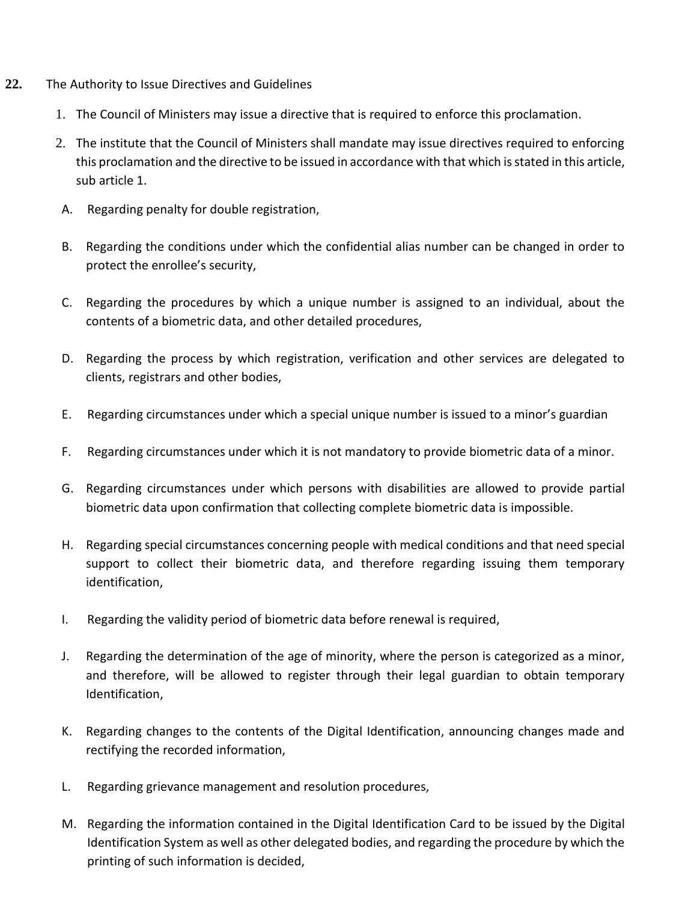**22.** The Authority to Issue Directives and Guidelines

1. The Council of Ministers may issue a directive that is required to enforce this proclamation.
2. The institute that the Council of Ministers shall mandate may issue directives required to enforcing this proclamation and the directive to be issued in accordance with that which is stated in this article, sub article 1.

A. Regarding penalty for double registration,

B. Regarding the conditions under which the confidential alias number can be changed in order to protect the enrollee's security,

C. Regarding the procedures by which a unique number is assigned to an individual, about the contents of a biometric data, and other detailed procedures,

D. Regarding the process by which registration, verification and other services are delegated to clients, registrars and other bodies,

E. Regarding circumstances under which a special unique number is issued to a minor's guardian

F. Regarding circumstances under which it is not mandatory to provide biometric data of a minor.

G. Regarding circumstances under which persons with disabilities are allowed to provide partial biometric data upon confirmation that collecting complete biometric data is impossible.

H. Regarding special circumstances concerning people with medical conditions and that need special support to collect their biometric data, and therefore regarding issuing them temporary identification,

I. Regarding the validity period of biometric data before renewal is required,

J. Regarding the determination of the age of minority, where the person is categorized as a minor, and therefore, will be allowed to register through their legal guardian to obtain temporary Identification,

K. Regarding changes to the contents of the Digital Identification, announcing changes made and rectifying the recorded information,

L. Regarding grievance management and resolution procedures,

M. Regarding the information contained in the Digital Identification Card to be issued by the Digital Identification System as well as other delegated bodies, and regarding the procedure by which the printing of such information is decided,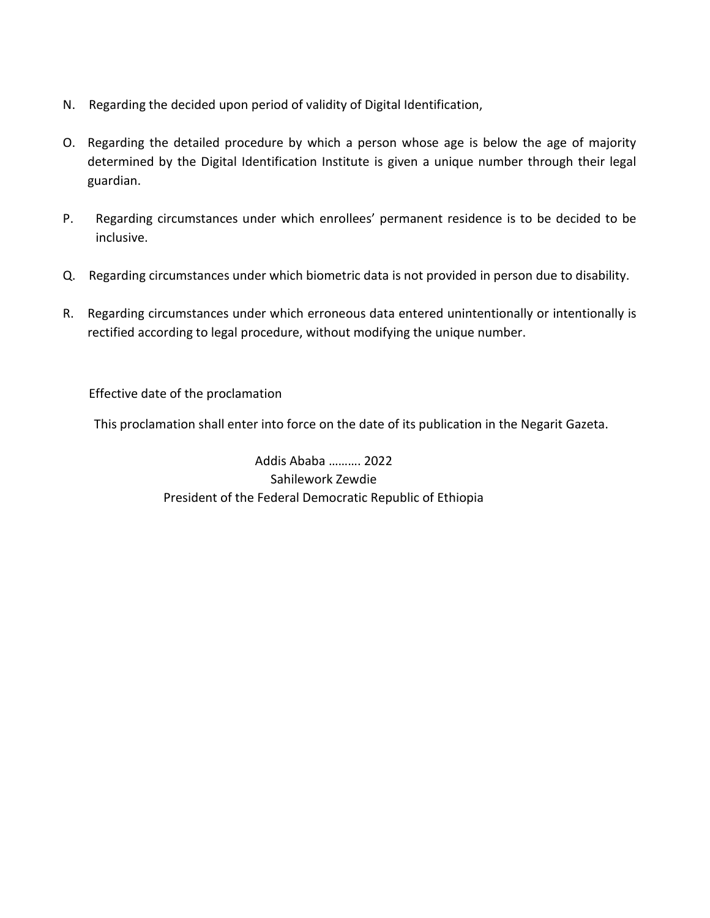N. Regarding the decided upon period of validity of Digital Identification,

O. Regarding the detailed procedure by which a person whose age is below the age of majority determined by the Digital Identification Institute is given a unique number through their legal guardian.

P. Regarding circumstances under which enrollees' permanent residence is to be decided to be inclusive.

Q. Regarding circumstances under which biometric data is not provided in person due to disability.

R. Regarding circumstances under which erroneous data entered unintentionally or intentionally is rectified according to legal procedure, without modifying the unique number.

Effective date of the proclamation

This proclamation shall enter into force on the date of its publication in the Negarit Gazeta.

Addis Ababa ………. 2022

Sahilework Zewdie

President of the Federal Democratic Republic of Ethiopia